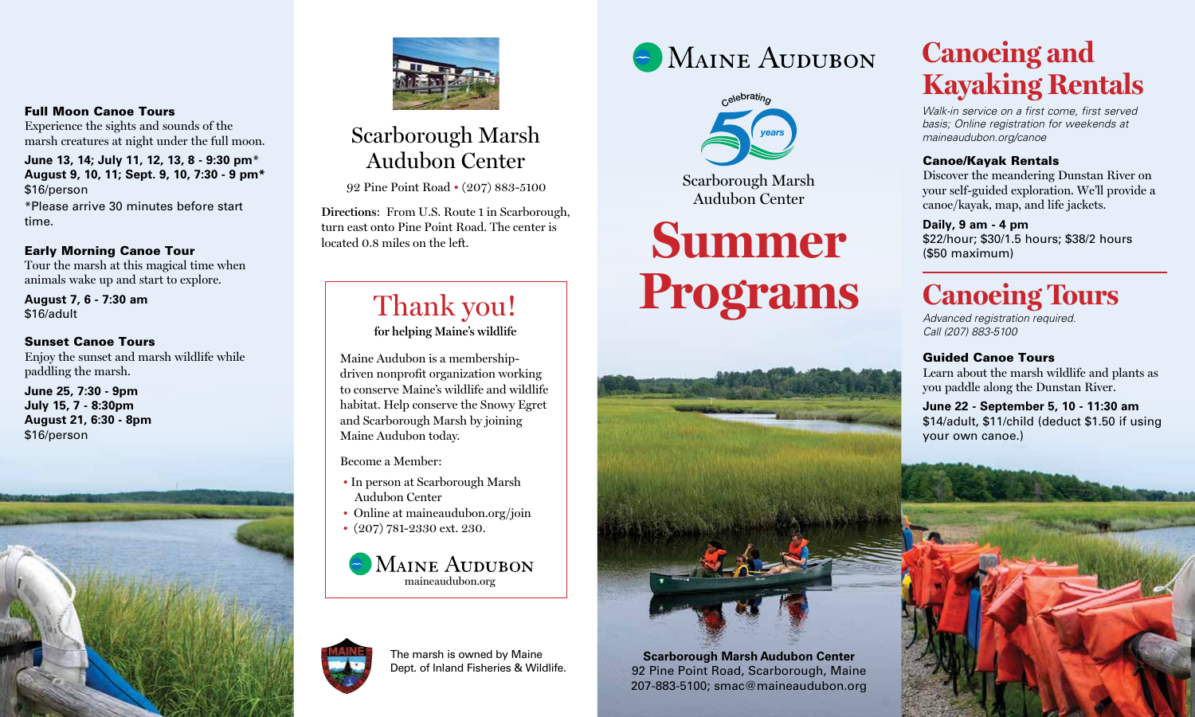### Full Moon Canoe Tours

Experience the sights and sounds of the marsh creatures at night under the full moon.

**June 13, 14; July 11, 12, 13, 8 - 9:30 pm***
**August 9, 10, 11; Sept. 9, 10, 7:30 - 9 pm***
$16/person

*Please arrive 30 minutes before start time.

### Early Morning Canoe Tour

Tour the marsh at this magical time when animals wake up and start to explore.

**August 7, 6 - 7:30 am**
$16/adult

### Sunset Canoe Tours

Enjoy the sunset and marsh wildlife while paddling the marsh.

**June 25, 7:30 - 9pm**
**July 15, 7 - 8:30pm**
**August 21, 6:30 - 8pm**
$16/person

## Scarborough Marsh Audubon Center

92 Pine Point Road • (207) 883-5100

**Directions:** From U.S. Route 1 in Scarborough, turn east onto Pine Point Road. The center is located 0.8 miles on the left.

## Thank you!

**for helping Maine's wildlife**

Maine Audubon is a membership-driven nonprofit organization working to conserve Maine's wildlife and wildlife habitat. Help conserve the Snowy Egret and Scarborough Marsh by joining Maine Audubon today.

Become a Member:

- In person at Scarborough Marsh Audubon Center
- Online at maineaudubon.org/join
- (207) 781-2330 ext. 230.

Maine Audubon
maineaudubon.org

The marsh is owned by Maine Dept. of Inland Fisheries & Wildlife.

Maine Audubon

Celebrating 50 years

Scarborough Marsh Audubon Center

# Summer Programs

**Scarborough Marsh Audubon Center**
92 Pine Point Road, Scarborough, Maine
207-883-5100; smac@maineaudubon.org

# Canoeing and Kayaking Rentals

*Walk-in service on a first come, first served basis; Online registration for weekends at maineaudubon.org/canoe*

### Canoe/Kayak Rentals

Discover the meandering Dunstan River on your self-guided exploration. We'll provide a canoe/kayak, map, and life jackets.

**Daily, 9 am - 4 pm**
$22/hour; $30/1.5 hours; $38/2 hours ($50 maximum)

# Canoeing Tours

*Advanced registration required.*
*Call (207) 883-5100*

### Guided Canoe Tours

Learn about the marsh wildlife and plants as you paddle along the Dunstan River.

**June 22 - September 5, 10 - 11:30 am**
$14/adult, $11/child (deduct $1.50 if using your own canoe.)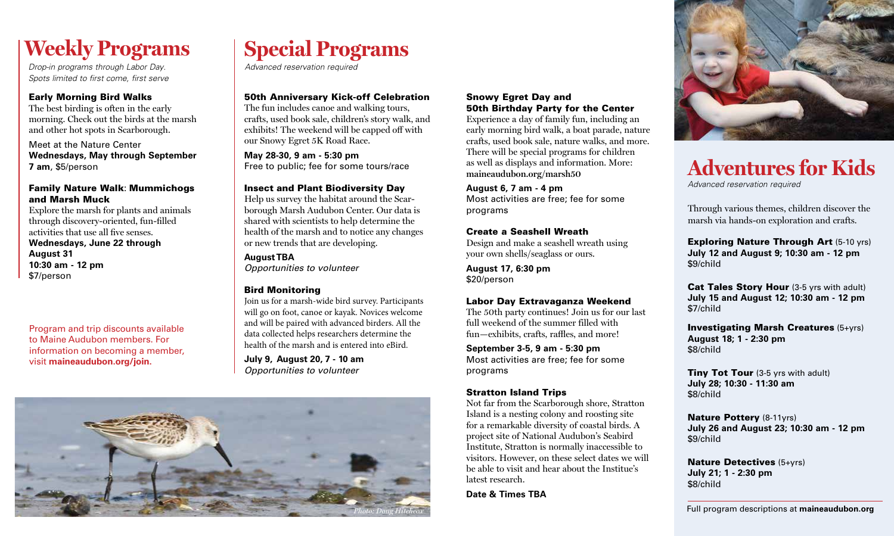# Weekly Programs

*Drop-in programs through Labor Day. Spots limited to first come, first serve*

### Early Morning Bird Walks

The best birding is often in the early morning. Check out the birds at the marsh and other hot spots in Scarborough.

Meet at the Nature Center
**Wednesdays, May through September**
**7 am**, $5/person

### Family Nature Walk: Mummichogs and Marsh Muck

Explore the marsh for plants and animals through discovery-oriented, fun-filled activities that use all five senses.
**Wednesdays, June 22 through August 31**
**10:30 am - 12 pm**
$7/person

Program and trip discounts available to Maine Audubon members. For information on becoming a member, visit **maineaudubon.org/join.**

# Special Programs

*Advanced reservation required*

### 50th Anniversary Kick-off Celebration

The fun includes canoe and walking tours, crafts, used book sale, children's story walk, and exhibits! The weekend will be capped off with our Snowy Egret 5K Road Race.

**May 28-30, 9 am - 5:30 pm**
Free to public; fee for some tours/race

### Insect and Plant Biodiversity Day

Help us survey the habitat around the Scarborough Marsh Audubon Center. Our data is shared with scientists to help determine the health of the marsh and to notice any changes or new trends that are developing.

**August TBA**
*Opportunities to volunteer*

### Bird Monitoring

Join us for a marsh-wide bird survey. Participants will go on foot, canoe or kayak. Novices welcome and will be paired with advanced birders. All the data collected helps researchers determine the health of the marsh and is entered into eBird.

**July 9, August 20, 7 - 10 am**
*Opportunities to volunteer*

Photo: Doug Hitchcox

### Snowy Egret Day and 50th Birthday Party for the Center

Experience a day of family fun, including an early morning bird walk, a boat parade, nature crafts, used book sale, nature walks, and more. There will be special programs for children as well as displays and information. More: **maineaudubon.org/marsh50**

**August 6, 7 am - 4 pm**
Most activities are free; fee for some programs

### Create a Seashell Wreath

Design and make a seashell wreath using your own shells/seaglass or ours.

**August 17, 6:30 pm**
$20/person

### Labor Day Extravaganza Weekend

The 50th party continues! Join us for our last full weekend of the summer filled with fun—exhibits, crafts, raffles, and more!

**September 3-5, 9 am - 5:30 pm**
Most activities are free; fee for some programs

### Stratton Island Trips

Not far from the Scarborough shore, Stratton Island is a nesting colony and roosting site for a remarkable diversity of coastal birds. A project site of National Audubon's Seabird Institute, Stratton is normally inaccessible to visitors. However, on these select dates we will be able to visit and hear about the Institute's latest research.

**Date & Times TBA**

# Adventures for Kids

*Advanced reservation required*

Through various themes, children discover the marsh via hands-on exploration and crafts.

**Exploring Nature Through Art** (5-10 yrs)
**July 12 and August 9; 10:30 am - 12 pm**
$9/child

**Cat Tales Story Hour** (3-5 yrs with adult)
**July 15 and August 12; 10:30 am - 12 pm**
$7/child

**Investigating Marsh Creatures** (5+yrs)
**August 18; 1 - 2:30 pm**
$8/child

**Tiny Tot Tour** (3-5 yrs with adult)
**July 28; 10:30 - 11:30 am**
$8/child

**Nature Pottery** (8-11yrs)
**July 26 and August 23; 10:30 am - 12 pm**
$9/child

**Nature Detectives** (5+yrs)
**July 21; 1 - 2:30 pm**
$8/child

Full program descriptions at **maineaudubon.org**